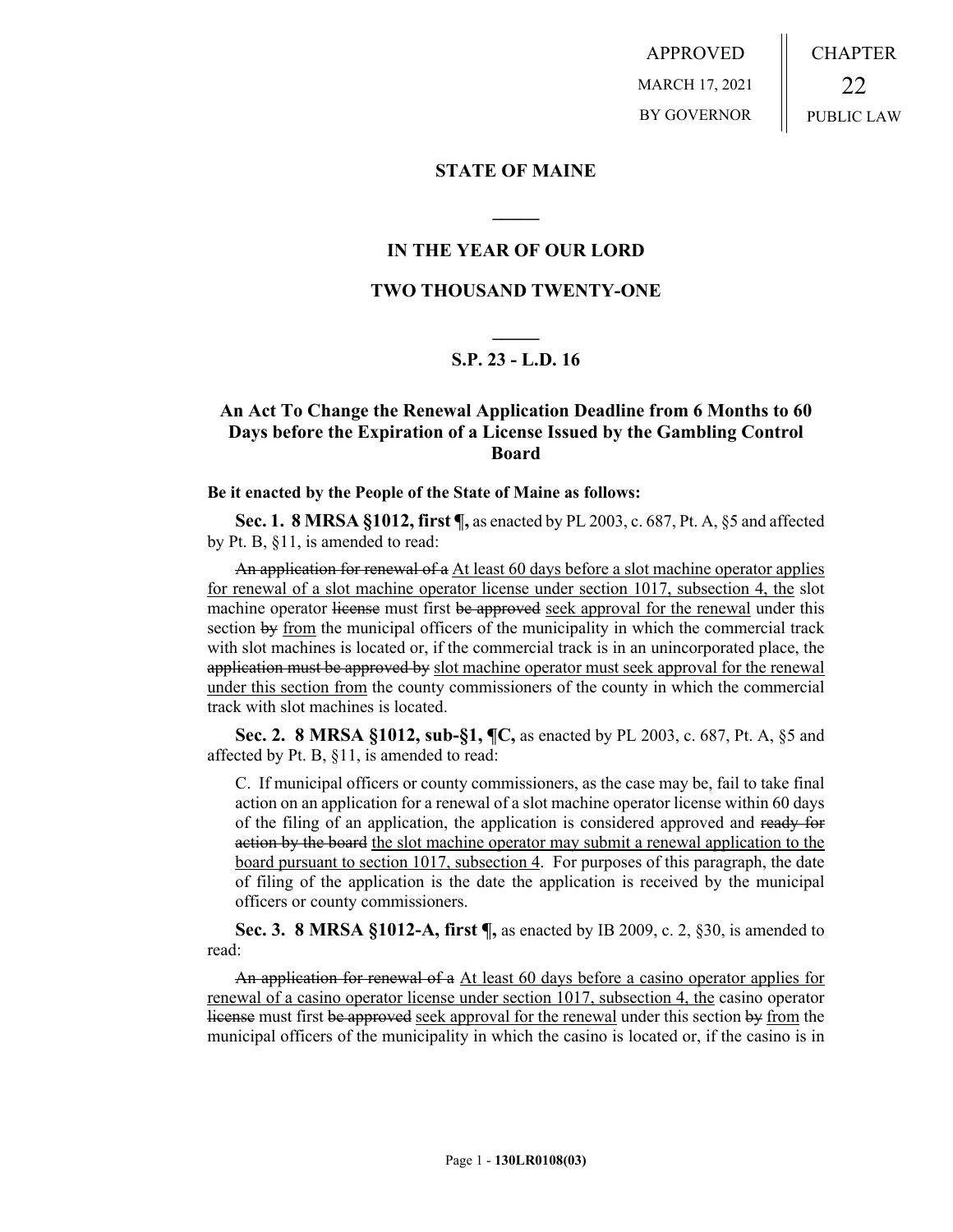APPROVED
MARCH 17, 2021
BY GOVERNOR

CHAPTER
22
PUBLIC LAW

**STATE OF MAINE**

**IN THE YEAR OF OUR LORD**

**TWO THOUSAND TWENTY-ONE**

**S.P. 23 - L.D. 16**

## An Act To Change the Renewal Application Deadline from 6 Months to 60 Days before the Expiration of a License Issued by the Gambling Control Board

**Be it enacted by the People of the State of Maine as follows:**

**Sec. 1. 8 MRSA §1012, first ¶,** as enacted by PL 2003, c. 687, Pt. A, §5 and affected by Pt. B, §11, is amended to read:

~~An application for renewal of a~~ At least 60 days before a slot machine operator applies for renewal of a slot machine operator license under section 1017, subsection 4, the slot machine operator ~~license~~ must first ~~be approved~~ seek approval for the renewal under this section ~~by~~ from the municipal officers of the municipality in which the commercial track with slot machines is located or, if the commercial track is in an unincorporated place, the ~~application must be approved by~~ slot machine operator must seek approval for the renewal under this section from the county commissioners of the county in which the commercial track with slot machines is located.

**Sec. 2. 8 MRSA §1012, sub-§1, ¶C,** as enacted by PL 2003, c. 687, Pt. A, §5 and affected by Pt. B, §11, is amended to read:

C. If municipal officers or county commissioners, as the case may be, fail to take final action on an application for a renewal of a slot machine operator license within 60 days of the filing of an application, the application is considered approved and ~~ready for action by the board~~ the slot machine operator may submit a renewal application to the board pursuant to section 1017, subsection 4. For purposes of this paragraph, the date of filing of the application is the date the application is received by the municipal officers or county commissioners.

**Sec. 3. 8 MRSA §1012-A, first ¶,** as enacted by IB 2009, c. 2, §30, is amended to read:

~~An application for renewal of a~~ At least 60 days before a casino operator applies for renewal of a casino operator license under section 1017, subsection 4, the casino operator ~~license~~ must first ~~be approved~~ seek approval for the renewal under this section ~~by~~ from the municipal officers of the municipality in which the casino is located or, if the casino is in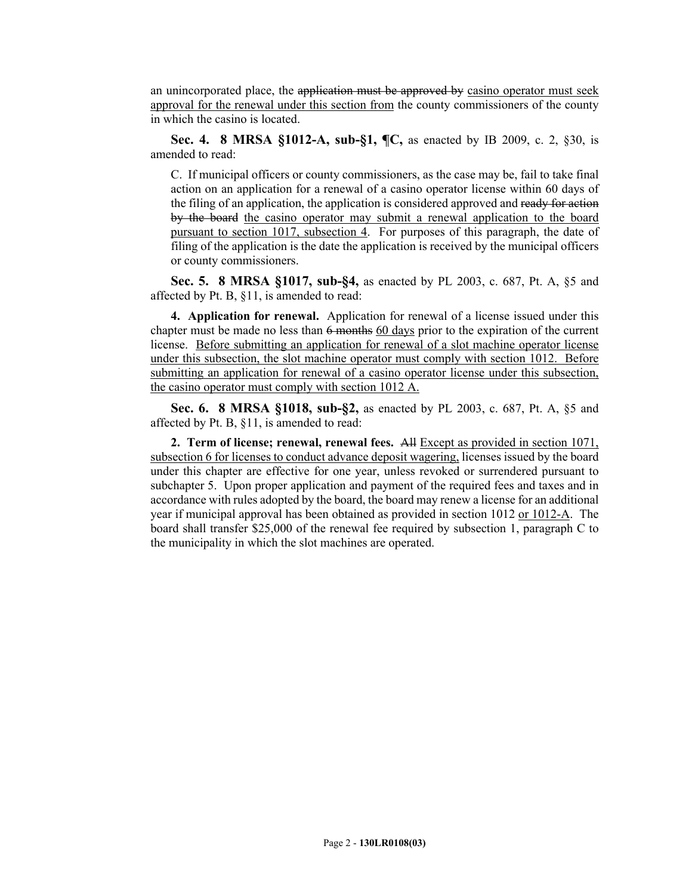an unincorporated place, the ~~application must be approved by~~ <u>casino operator must seek approval for the renewal under this section from</u> the county commissioners of the county in which the casino is located.

**Sec. 4. 8 MRSA §1012-A, sub-§1, ¶C,** as enacted by IB 2009, c. 2, §30, is amended to read:

C. If municipal officers or county commissioners, as the case may be, fail to take final action on an application for a renewal of a casino operator license within 60 days of the filing of an application, the application is considered approved and ~~ready for action by the board~~ <u>the casino operator may submit a renewal application to the board pursuant to section 1017, subsection 4</u>. For purposes of this paragraph, the date of filing of the application is the date the application is received by the municipal officers or county commissioners.

**Sec. 5. 8 MRSA §1017, sub-§4,** as enacted by PL 2003, c. 687, Pt. A, §5 and affected by Pt. B, §11, is amended to read:

**4. Application for renewal.** Application for renewal of a license issued under this chapter must be made no less than ~~6 months~~ <u>60 days</u> prior to the expiration of the current license. <u>Before submitting an application for renewal of a slot machine operator license under this subsection, the slot machine operator must comply with section 1012. Before submitting an application for renewal of a casino operator license under this subsection, the casino operator must comply with section 1012 A.</u>

**Sec. 6. 8 MRSA §1018, sub-§2,** as enacted by PL 2003, c. 687, Pt. A, §5 and affected by Pt. B, §11, is amended to read:

**2. Term of license; renewal, renewal fees.** ~~All~~ <u>Except as provided in section 1071, subsection 6 for licenses to conduct advance deposit wagering,</u> licenses issued by the board under this chapter are effective for one year, unless revoked or surrendered pursuant to subchapter 5. Upon proper application and payment of the required fees and taxes and in accordance with rules adopted by the board, the board may renew a license for an additional year if municipal approval has been obtained as provided in section 1012 <u>or 1012-A</u>. The board shall transfer $25,000 of the renewal fee required by subsection 1, paragraph C to the municipality in which the slot machines are operated.